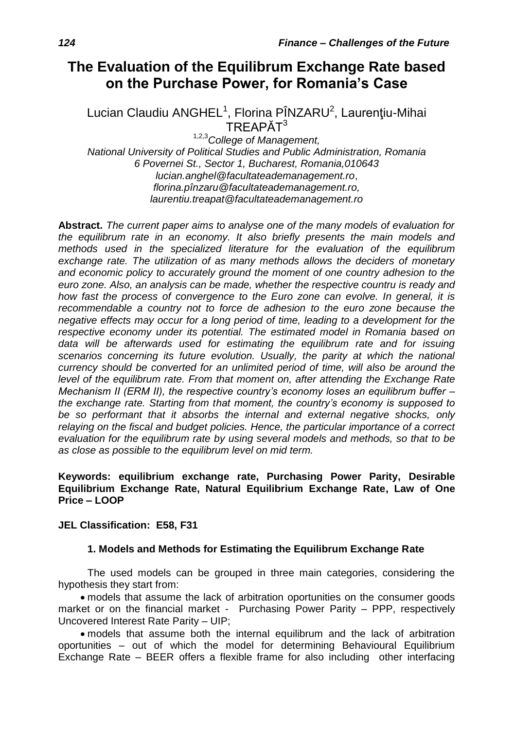# The Evaluation of the Equilibrum Exchange Rate based on the Purchase Power, for Romania's Case

Lucian Claudiu ANGHEL[1], Florina PÎNZARU[2], Laurenţiu-Mihai TREAPĂT[3]

[1,2,3] *College of Management, National University of Political Studies and Public Administration, Romania*
*6 Povernei St., Sector 1, Bucharest, Romania,010643*
*lucian.anghel@facultateademanagement.ro*, *florina.pînzaru@facultateademanagement.ro,* *laurentiu.treapat@facultateademanagement.ro*

**Abstract.** *The current paper aims to analyse one of the many models of evaluation for the equilibrum rate in an economy. It also briefly presents the main models and methods used in the specialized literature for the evaluation of the equilibrum exchange rate. The utilization of as many methods allows the deciders of monetary and economic policy to accurately ground the moment of one country adhesion to the euro zone. Also, an analysis can be made, whether the respective countru is ready and how fast the process of convergence to the Euro zone can evolve. In general, it is recommendable a country not to force de adhesion to the euro zone because the negative effects may occur for a long period of time, leading to a development for the respective economy under its potential. The estimated model in Romania based on data will be afterwards used for estimating the equilibrum rate and for issuing scenarios concerning its future evolution. Usually, the parity at which the national currency should be converted for an unlimited period of time, will also be around the level of the equilibrum rate. From that moment on, after attending the Exchange Rate Mechanism II (ERM II), the respective country's economy loses an equilibrum buffer – the exchange rate. Starting from that moment, the country's economy is supposed to be so performant that it absorbs the internal and external negative shocks, only relaying on the fiscal and budget policies. Hence, the particular importance of a correct evaluation for the equilibrum rate by using several models and methods, so that to be as close as possible to the equilibrum level on mid term.*

**Keywords: equilibrium exchange rate, Purchasing Power Parity, Desirable Equilibrium Exchange Rate, Natural Equilibrium Exchange Rate, Law of One Price – LOOP**

**JEL Classification: E58, F31**

## 1. Models and Methods for Estimating the Equilibrum Exchange Rate

The used models can be grouped in three main categories, considering the hypothesis they start from:

- models that assume the lack of arbitration oportunities on the consumer goods market or on the financial market - Purchasing Power Parity – PPP, respectively Uncovered Interest Rate Parity – UIP;
- models that assume both the internal equilibrum and the lack of arbitration oportunities – out of which the model for determining Behavioural Equilibrium Exchange Rate – BEER offers a flexible frame for also including other interfacing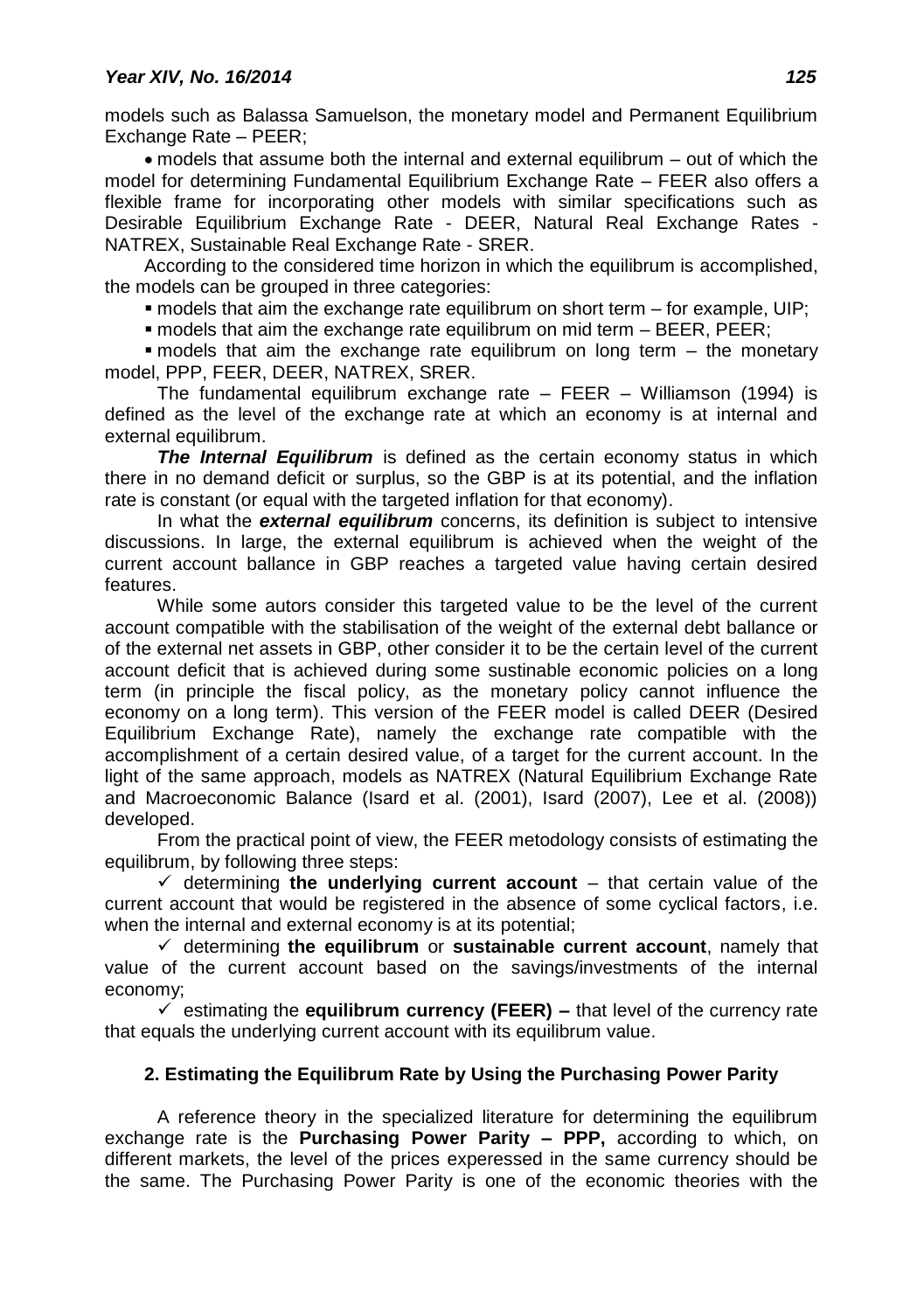models such as Balassa Samuelson, the monetary model and Permanent Equilibrium Exchange Rate – PEER;

- models that assume both the internal and external equilibrum – out of which the model for determining Fundamental Equilibrium Exchange Rate – FEER also offers a flexible frame for incorporating other models with similar specifications such as Desirable Equilibrium Exchange Rate - DEER, Natural Real Exchange Rates - NATREX, Sustainable Real Exchange Rate - SRER.

According to the considered time horizon in which the equilibrum is accomplished, the models can be grouped in three categories:

- models that aim the exchange rate equilibrum on short term – for example, UIP;
- models that aim the exchange rate equilibrum on mid term – BEER, PEER;
- models that aim the exchange rate equilibrum on long term – the monetary model, PPP, FEER, DEER, NATREX, SRER.

The fundamental equilibrium exchange rate – FEER – Williamson (1994) is defined as the level of the exchange rate at which an economy is at internal and external equilibrum.

***The Internal Equilibrum*** is defined as the certain economy status in which there in no demand deficit or surplus, so the GBP is at its potential, and the inflation rate is constant (or equal with the targeted inflation for that economy).

In what the ***external equilibrum*** concerns, its definition is subject to intensive discussions. In large, the external equilibrum is achieved when the weight of the current account ballance in GBP reaches a targeted value having certain desired features.

While some autors consider this targeted value to be the level of the current account compatible with the stabilisation of the weight of the external debt ballance or of the external net assets in GBP, other consider it to be the certain level of the current account deficit that is achieved during some sustinable economic policies on a long term (in principle the fiscal policy, as the monetary policy cannot influence the economy on a long term). This version of the FEER model is called DEER (Desired Equilibrium Exchange Rate), namely the exchange rate compatible with the accomplishment of a certain desired value, of a target for the current account. In the light of the same approach, models as NATREX (Natural Equilibrium Exchange Rate and Macroeconomic Balance (Isard et al. (2001), Isard (2007), Lee et al. (2008)) developed.

From the practical point of view, the FEER metodology consists of estimating the equilibrum, by following three steps:

- ✓ determining **the underlying current account** – that certain value of the current account that would be registered in the absence of some cyclical factors, i.e. when the internal and external economy is at its potential;
- ✓ determining **the equilibrum** or **sustainable current account**, namely that value of the current account based on the savings/investments of the internal economy;
- ✓ estimating the **equilibrum currency (FEER) –** that level of the currency rate that equals the underlying current account with its equilibrum value.

## 2. Estimating the Equilibrum Rate by Using the Purchasing Power Parity

A reference theory in the specialized literature for determining the equilibrum exchange rate is the **Purchasing Power Parity – PPP,** according to which, on different markets, the level of the prices experessed in the same currency should be the same. The Purchasing Power Parity is one of the economic theories with the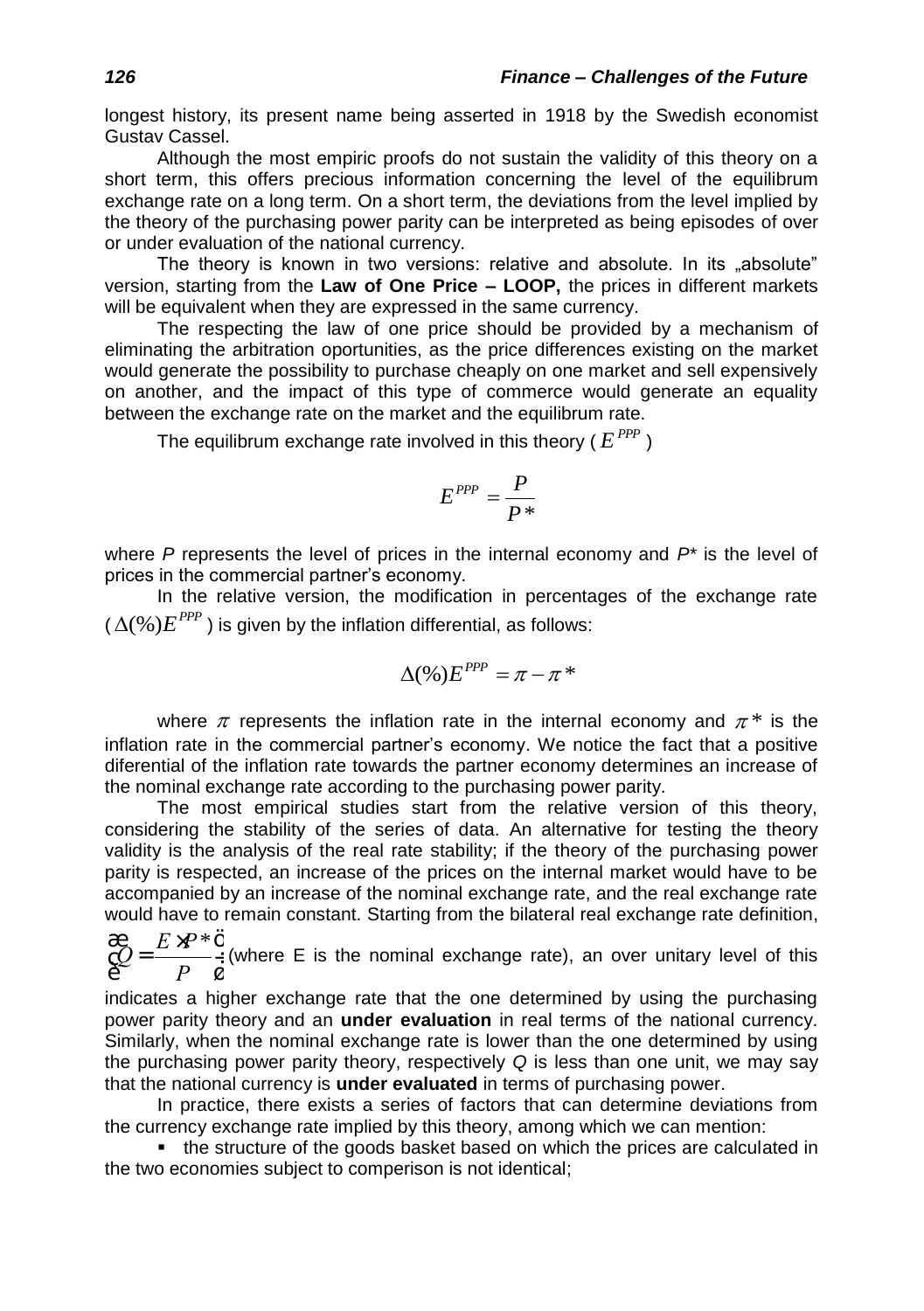longest history, its present name being asserted in 1918 by the Swedish economist Gustav Cassel.

Although the most empiric proofs do not sustain the validity of this theory on a short term, this offers precious information concerning the level of the equilibrum exchange rate on a long term. On a short term, the deviations from the level implied by the theory of the purchasing power parity can be interpreted as being episodes of over or under evaluation of the national currency.

The theory is known in two versions: relative and absolute. In its „absolute" version, starting from the **Law of One Price – LOOP,** the prices in different markets will be equivalent when they are expressed in the same currency.

The respecting the law of one price should be provided by a mechanism of eliminating the arbitration oportunities, as the price differences existing on the market would generate the possibility to purchase cheaply on one market and sell expensively on another, and the impact of this type of commerce would generate an equality between the exchange rate on the market and the equilibrum rate.

The equilibrum exchange rate involved in this theory ( $E^{PPP}$ )

$$E^{PPP} = \frac{P}{P*}$$

where *P* represents the level of prices in the internal economy and *P\** is the level of prices in the commercial partner's economy.

In the relative version, the modification in percentages of the exchange rate ( $\Delta(\%)E^{PPP}$ ) is given by the inflation differential, as follows:

$$\Delta(\%)E^{PPP} = \pi - \pi *$$

where $\pi$ represents the inflation rate in the internal economy and $\pi*$ is the inflation rate in the commercial partner's economy. We notice the fact that a positive diferential of the inflation rate towards the partner economy determines an increase of the nominal exchange rate according to the purchasing power parity.

The most empirical studies start from the relative version of this theory, considering the stability of the series of data. An alternative for testing the theory validity is the analysis of the real rate stability; if the theory of the purchasing power parity is respected, an increase of the prices on the internal market would have to be accompanied by an increase of the nominal exchange rate, and the real exchange rate would have to remain constant. Starting from the bilateral real exchange rate definition, $\left(Q = \frac{E \times P*}{P}\right)$ (where E is the nominal exchange rate), an over unitary level of this indicates a higher exchange rate that the one determined by using the purchasing power parity theory and an **under evaluation** in real terms of the national currency. Similarly, when the nominal exchange rate is lower than the one determined by using the purchasing power parity theory, respectively *Q* is less than one unit, we may say that the national currency is **under evaluated** in terms of purchasing power.

In practice, there exists a series of factors that can determine deviations from the currency exchange rate implied by this theory, among which we can mention:

- the structure of the goods basket based on which the prices are calculated in the two economies subject to comperison is not identical;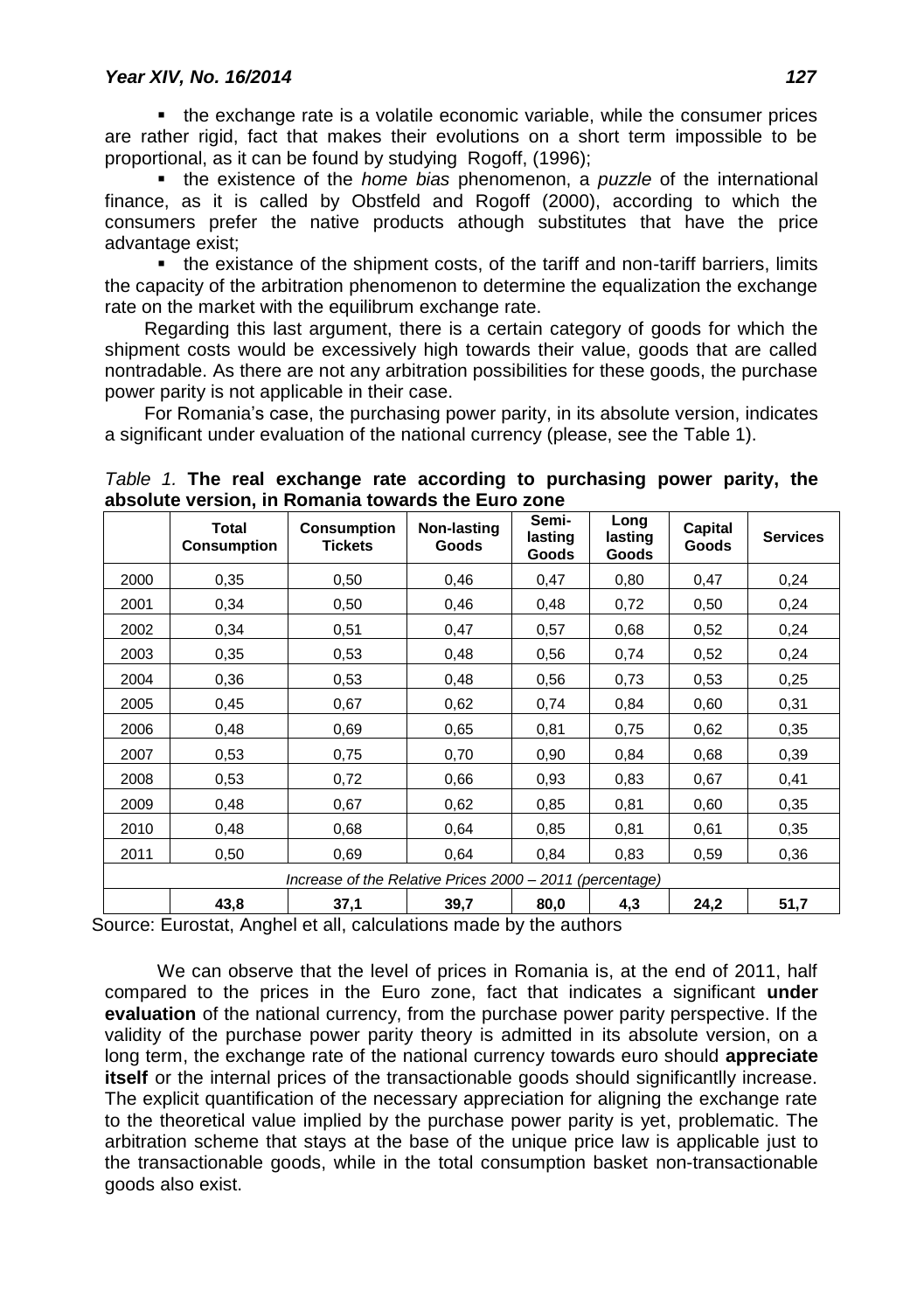- the exchange rate is a volatile economic variable, while the consumer prices are rather rigid, fact that makes their evolutions on a short term impossible to be proportional, as it can be found by studying Rogoff, (1996);
- the existence of the *home bias* phenomenon, a *puzzle* of the international finance, as it is called by Obstfeld and Rogoff (2000), according to which the consumers prefer the native products athough substitutes that have the price advantage exist;
- the existance of the shipment costs, of the tariff and non-tariff barriers, limits the capacity of the arbitration phenomenon to determine the equalization the exchange rate on the market with the equilibrum exchange rate.

Regarding this last argument, there is a certain category of goods for which the shipment costs would be excessively high towards their value, goods that are called nontradable. As there are not any arbitration possibilities for these goods, the purchase power parity is not applicable in their case.

For Romania's case, the purchasing power parity, in its absolute version, indicates a significant under evaluation of the national currency (please, see the Table 1).

*Table 1.* **The real exchange rate according to purchasing power parity, the absolute version, in Romania towards the Euro zone**

| | Total Consumption | Consumption Tickets | Non-lasting Goods | Semi-lasting Goods | Long lasting Goods | Capital Goods | Services |
|---|---|---|---|---|---|---|---|
| 2000 | 0,35 | 0,50 | 0,46 | 0,47 | 0,80 | 0,47 | 0,24 |
| 2001 | 0,34 | 0,50 | 0,46 | 0,48 | 0,72 | 0,50 | 0,24 |
| 2002 | 0,34 | 0,51 | 0,47 | 0,57 | 0,68 | 0,52 | 0,24 |
| 2003 | 0,35 | 0,53 | 0,48 | 0,56 | 0,74 | 0,52 | 0,24 |
| 2004 | 0,36 | 0,53 | 0,48 | 0,56 | 0,73 | 0,53 | 0,25 |
| 2005 | 0,45 | 0,67 | 0,62 | 0,74 | 0,84 | 0,60 | 0,31 |
| 2006 | 0,48 | 0,69 | 0,65 | 0,81 | 0,75 | 0,62 | 0,35 |
| 2007 | 0,53 | 0,75 | 0,70 | 0,90 | 0,84 | 0,68 | 0,39 |
| 2008 | 0,53 | 0,72 | 0,66 | 0,93 | 0,83 | 0,67 | 0,41 |
| 2009 | 0,48 | 0,67 | 0,62 | 0,85 | 0,81 | 0,60 | 0,35 |
| 2010 | 0,48 | 0,68 | 0,64 | 0,85 | 0,81 | 0,61 | 0,35 |
| 2011 | 0,50 | 0,69 | 0,64 | 0,84 | 0,83 | 0,59 | 0,36 |
| *Increase of the Relative Prices 2000 – 2011 (percentage)* | | | | | | | |
| | **43,8** | **37,1** | **39,7** | **80,0** | **4,3** | **24,2** | **51,7** |

Source: Eurostat, Anghel et all, calculations made by the authors

We can observe that the level of prices in Romania is, at the end of 2011, half compared to the prices in the Euro zone, fact that indicates a significant **under evaluation** of the national currency, from the purchase power parity perspective. If the validity of the purchase power parity theory is admitted in its absolute version, on a long term, the exchange rate of the national currency towards euro should **appreciate itself** or the internal prices of the transactionable goods should significantlly increase. The explicit quantification of the necessary appreciation for aligning the exchange rate to the theoretical value implied by the purchase power parity is yet, problematic. The arbitration scheme that stays at the base of the unique price law is applicable just to the transactionable goods, while in the total consumption basket non-transactionable goods also exist.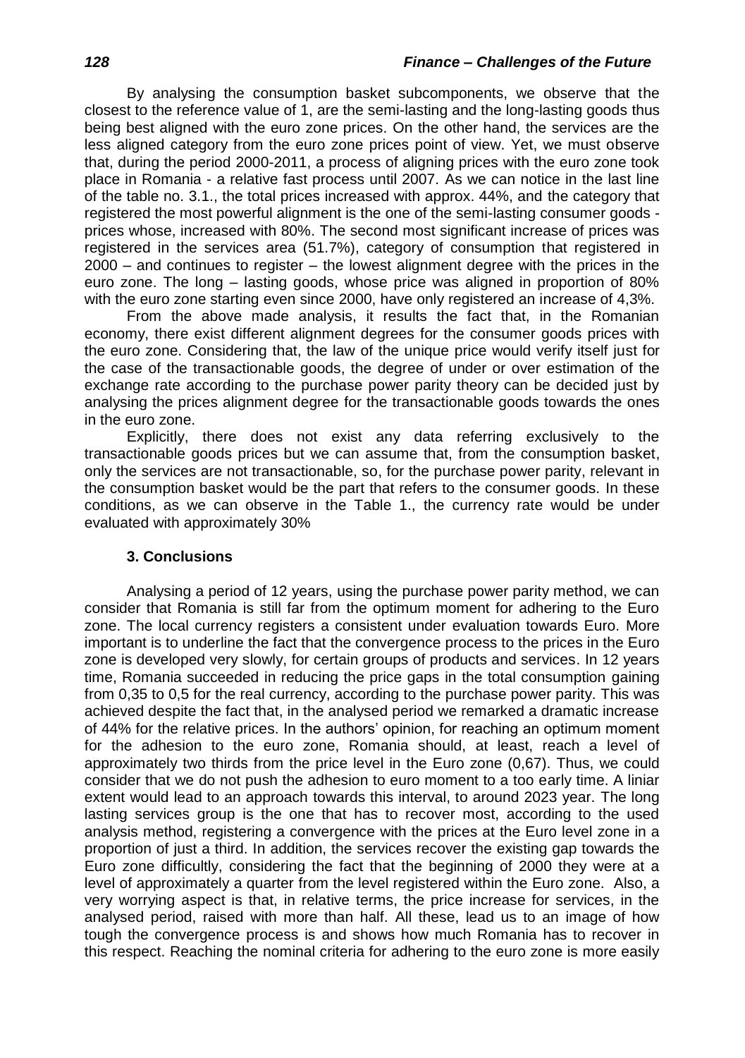By analysing the consumption basket subcomponents, we observe that the closest to the reference value of 1, are the semi-lasting and the long-lasting goods thus being best aligned with the euro zone prices. On the other hand, the services are the less aligned category from the euro zone prices point of view. Yet, we must observe that, during the period 2000-2011, a process of aligning prices with the euro zone took place in Romania - a relative fast process until 2007. As we can notice in the last line of the table no. 3.1., the total prices increased with approx. 44%, and the category that registered the most powerful alignment is the one of the semi-lasting consumer goods - prices whose, increased with 80%. The second most significant increase of prices was registered in the services area (51.7%), category of consumption that registered in 2000 – and continues to register – the lowest alignment degree with the prices in the euro zone. The long – lasting goods, whose price was aligned in proportion of 80% with the euro zone starting even since 2000, have only registered an increase of 4,3%.

From the above made analysis, it results the fact that, in the Romanian economy, there exist different alignment degrees for the consumer goods prices with the euro zone. Considering that, the law of the unique price would verify itself just for the case of the transactionable goods, the degree of under or over estimation of the exchange rate according to the purchase power parity theory can be decided just by analysing the prices alignment degree for the transactionable goods towards the ones in the euro zone.

Explicitly, there does not exist any data referring exclusively to the transactionable goods prices but we can assume that, from the consumption basket, only the services are not transactionable, so, for the purchase power parity, relevant in the consumption basket would be the part that refers to the consumer goods. In these conditions, as we can observe in the Table 1., the currency rate would be under evaluated with approximately 30%

### 3. Conclusions

Analysing a period of 12 years, using the purchase power parity method, we can consider that Romania is still far from the optimum moment for adhering to the Euro zone. The local currency registers a consistent under evaluation towards Euro. More important is to underline the fact that the convergence process to the prices in the Euro zone is developed very slowly, for certain groups of products and services. In 12 years time, Romania succeeded in reducing the price gaps in the total consumption gaining from 0,35 to 0,5 for the real currency, according to the purchase power parity. This was achieved despite the fact that, in the analysed period we remarked a dramatic increase of 44% for the relative prices. In the authors' opinion, for reaching an optimum moment for the adhesion to the euro zone, Romania should, at least, reach a level of approximately two thirds from the price level in the Euro zone (0,67). Thus, we could consider that we do not push the adhesion to euro moment to a too early time. A liniar extent would lead to an approach towards this interval, to around 2023 year. The long lasting services group is the one that has to recover most, according to the used analysis method, registering a convergence with the prices at the Euro level zone in a proportion of just a third. In addition, the services recover the existing gap towards the Euro zone difficultly, considering the fact that the beginning of 2000 they were at a level of approximately a quarter from the level registered within the Euro zone. Also, a very worrying aspect is that, in relative terms, the price increase for services, in the analysed period, raised with more than half. All these, lead us to an image of how tough the convergence process is and shows how much Romania has to recover in this respect. Reaching the nominal criteria for adhering to the euro zone is more easily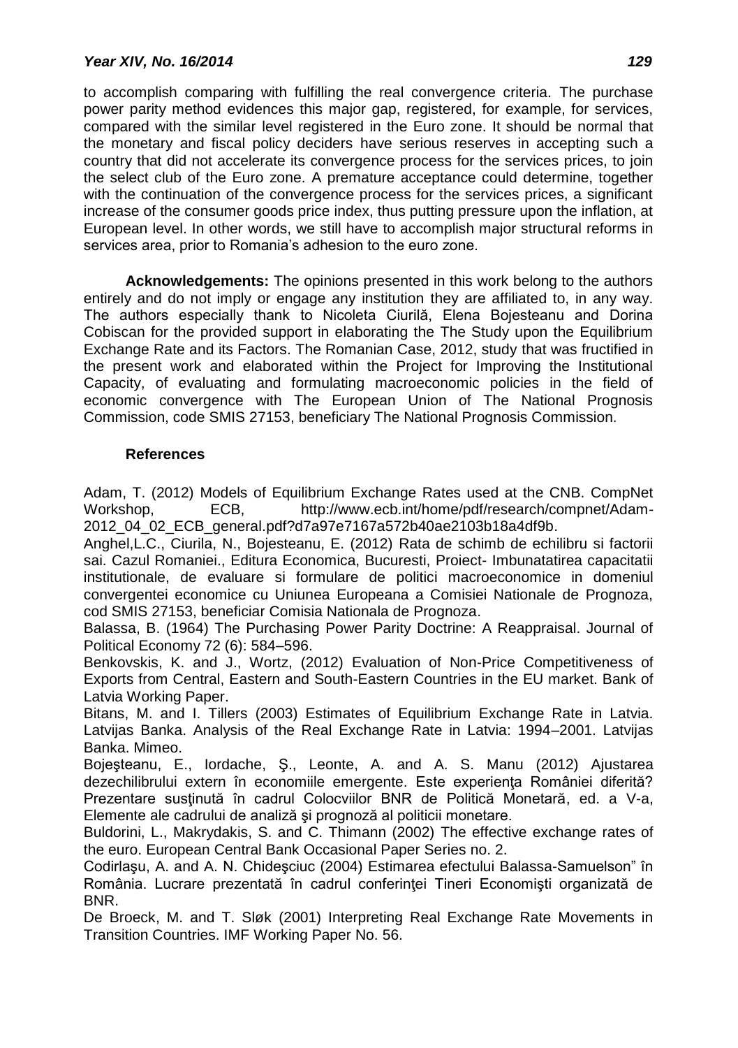to accomplish comparing with fulfilling the real convergence criteria. The purchase power parity method evidences this major gap, registered, for example, for services, compared with the similar level registered in the Euro zone. It should be normal that the monetary and fiscal policy deciders have serious reserves in accepting such a country that did not accelerate its convergence process for the services prices, to join the select club of the Euro zone. A premature acceptance could determine, together with the continuation of the convergence process for the services prices, a significant increase of the consumer goods price index, thus putting pressure upon the inflation, at European level. In other words, we still have to accomplish major structural reforms in services area, prior to Romania's adhesion to the euro zone.

**Acknowledgements:** The opinions presented in this work belong to the authors entirely and do not imply or engage any institution they are affiliated to, in any way. The authors especially thank to Nicoleta Ciurilă, Elena Bojesteanu and Dorina Cobiscan for the provided support in elaborating the The Study upon the Equilibrium Exchange Rate and its Factors. The Romanian Case, 2012, study that was fructified in the present work and elaborated within the Project for Improving the Institutional Capacity, of evaluating and formulating macroeconomic policies in the field of economic convergence with The European Union of The National Prognosis Commission, code SMIS 27153, beneficiary The National Prognosis Commission.

## References

Adam, T. (2012) Models of Equilibrium Exchange Rates used at the CNB. CompNet Workshop, ECB, http://www.ecb.int/home/pdf/research/compnet/Adam-2012_04_02_ECB_general.pdf?d7a97e7167a572b40ae2103b18a4df9b.

Anghel,L.C., Ciurila, N., Bojesteanu, E. (2012) Rata de schimb de echilibru si factorii sai. Cazul Romaniei., Editura Economica, Bucuresti, Proiect- Imbunatatirea capacitatii institutionale, de evaluare si formulare de politici macroeconomice in domeniul convergentei economice cu Uniunea Europeana a Comisiei Nationale de Prognoza, cod SMIS 27153, beneficiar Comisia Nationala de Prognoza.

Balassa, B. (1964) The Purchasing Power Parity Doctrine: A Reappraisal. Journal of Political Economy 72 (6): 584–596.

Benkovskis, K. and J., Wortz, (2012) Evaluation of Non-Price Competitiveness of Exports from Central, Eastern and South-Eastern Countries in the EU market. Bank of Latvia Working Paper.

Bitans, M. and I. Tillers (2003) Estimates of Equilibrium Exchange Rate in Latvia. Latvijas Banka. Analysis of the Real Exchange Rate in Latvia: 1994–2001. Latvijas Banka. Mimeo.

Bojeşteanu, E., Iordache, Ş., Leonte, A. and A. S. Manu (2012) Ajustarea dezechilibrului extern în economiile emergente. Este experienţa României diferită? Prezentare susţinută în cadrul Colocviilor BNR de Politică Monetară, ed. a V-a, Elemente ale cadrului de analiză şi prognoză al politicii monetare.

Buldorini, L., Makrydakis, S. and C. Thimann (2002) The effective exchange rates of the euro. European Central Bank Occasional Paper Series no. 2.

Codirlaşu, A. and A. N. Chideşciuc (2004) Estimarea efectului Balassa-Samuelson" în România. Lucrare prezentată în cadrul conferinţei Tineri Economişti organizată de BNR.

De Broeck, M. and T. Sløk (2001) Interpreting Real Exchange Rate Movements in Transition Countries. IMF Working Paper No. 56.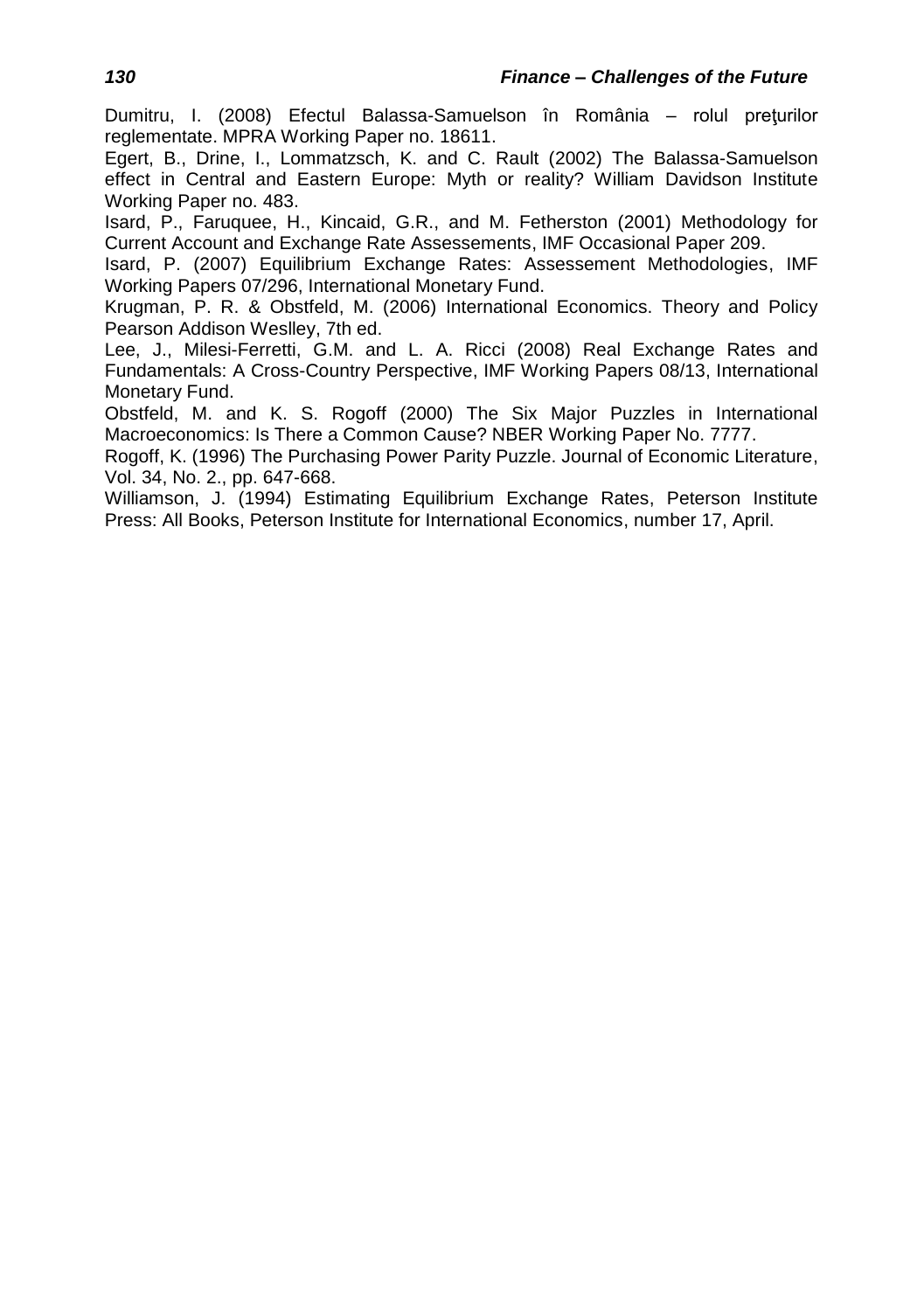Dumitru, I. (2008) Efectul Balassa-Samuelson în România – rolul preţurilor reglementate. MPRA Working Paper no. 18611.

Egert, B., Drine, I., Lommatzsch, K. and C. Rault (2002) The Balassa-Samuelson effect in Central and Eastern Europe: Myth or reality? William Davidson Institute Working Paper no. 483.

Isard, P., Faruquee, H., Kincaid, G.R., and M. Fetherston (2001) Methodology for Current Account and Exchange Rate Assessements, IMF Occasional Paper 209.

Isard, P. (2007) Equilibrium Exchange Rates: Assessement Methodologies, IMF Working Papers 07/296, International Monetary Fund.

Krugman, P. R. & Obstfeld, M. (2006) International Economics. Theory and Policy Pearson Addison Weslley, 7th ed.

Lee, J., Milesi-Ferretti, G.M. and L. A. Ricci (2008) Real Exchange Rates and Fundamentals: A Cross-Country Perspective, IMF Working Papers 08/13, International Monetary Fund.

Obstfeld, M. and K. S. Rogoff (2000) The Six Major Puzzles in International Macroeconomics: Is There a Common Cause? NBER Working Paper No. 7777.

Rogoff, K. (1996) The Purchasing Power Parity Puzzle. Journal of Economic Literature, Vol. 34, No. 2., pp. 647-668.

Williamson, J. (1994) Estimating Equilibrium Exchange Rates, Peterson Institute Press: All Books, Peterson Institute for International Economics, number 17, April.